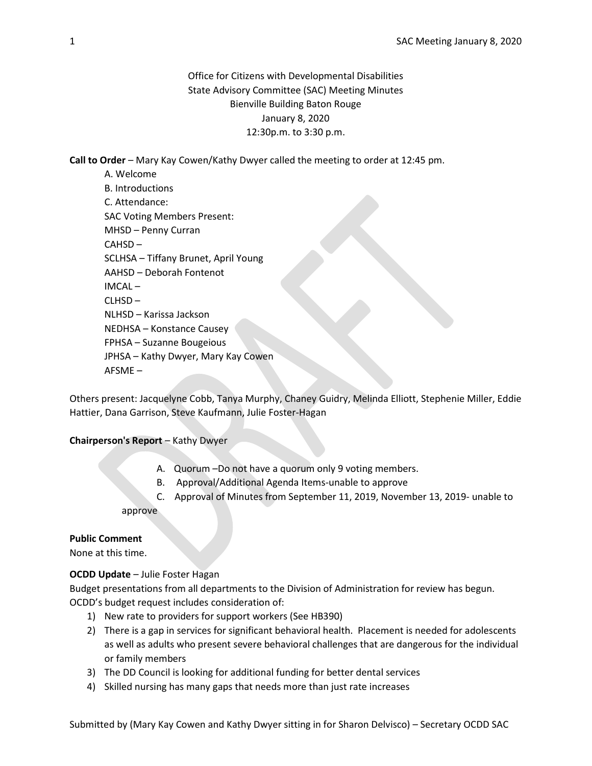Office for Citizens with Developmental Disabilities
State Advisory Committee (SAC) Meeting Minutes
Bienville Building Baton Rouge
January 8, 2020
12:30p.m. to 3:30 p.m.

**Call to Order** – Mary Kay Cowen/Kathy Dwyer called the meeting to order at 12:45 pm.

A. Welcome
B. Introductions
C. Attendance:
SAC Voting Members Present:
MHSD – Penny Curran
CAHSD –
SCLHSA – Tiffany Brunet, April Young
AAHSD – Deborah Fontenot
IMCAL –
CLHSD –
NLHSD – Karissa Jackson
NEDHSA – Konstance Causey
FPHSA – Suzanne Bougeious
JPHSA – Kathy Dwyer, Mary Kay Cowen
AFSME –

Others present: Jacquelyne Cobb, Tanya Murphy, Chaney Guidry, Melinda Elliott, Stephenie Miller, Eddie Hattier, Dana Garrison, Steve Kaufmann, Julie Foster-Hagan

**Chairperson's Report** – Kathy Dwyer

A. Quorum –Do not have a quorum only 9 voting members.
B. Approval/Additional Agenda Items-unable to approve
C. Approval of Minutes from September 11, 2019, November 13, 2019- unable to approve

**Public Comment**
None at this time.

**OCDD Update** – Julie Foster Hagan
Budget presentations from all departments to the Division of Administration for review has begun. OCDD's budget request includes consideration of:

1) New rate to providers for support workers (See HB390)
2) There is a gap in services for significant behavioral health. Placement is needed for adolescents as well as adults who present severe behavioral challenges that are dangerous for the individual or family members
3) The DD Council is looking for additional funding for better dental services
4) Skilled nursing has many gaps that needs more than just rate increases

Submitted by (Mary Kay Cowen and Kathy Dwyer sitting in for Sharon Delvisco) – Secretary OCDD SAC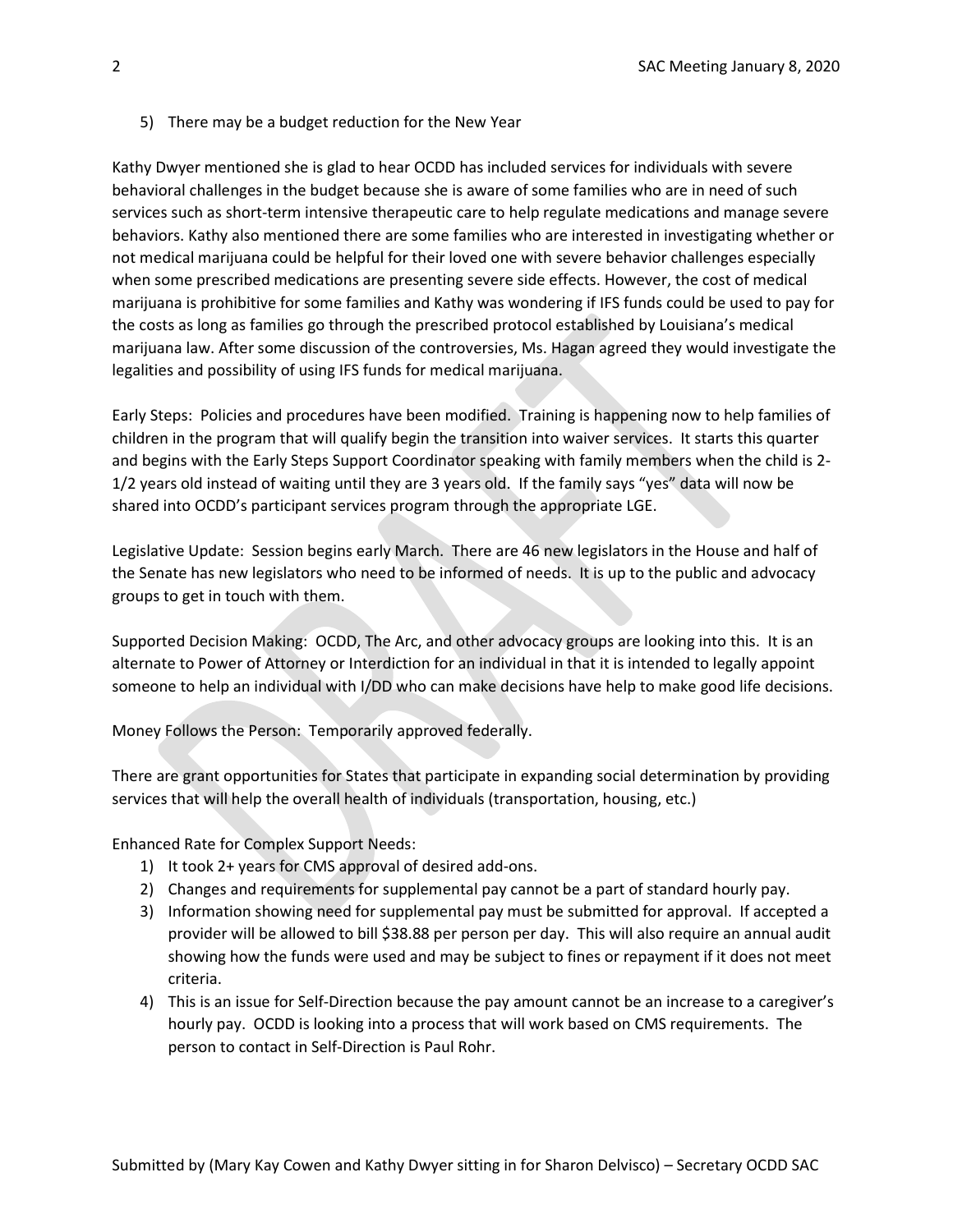5) There may be a budget reduction for the New Year

Kathy Dwyer mentioned she is glad to hear OCDD has included services for individuals with severe behavioral challenges in the budget because she is aware of some families who are in need of such services such as short-term intensive therapeutic care to help regulate medications and manage severe behaviors. Kathy also mentioned there are some families who are interested in investigating whether or not medical marijuana could be helpful for their loved one with severe behavior challenges especially when some prescribed medications are presenting severe side effects. However, the cost of medical marijuana is prohibitive for some families and Kathy was wondering if IFS funds could be used to pay for the costs as long as families go through the prescribed protocol established by Louisiana's medical marijuana law. After some discussion of the controversies, Ms. Hagan agreed they would investigate the legalities and possibility of using IFS funds for medical marijuana.

Early Steps: Policies and procedures have been modified. Training is happening now to help families of children in the program that will qualify begin the transition into waiver services. It starts this quarter and begins with the Early Steps Support Coordinator speaking with family members when the child is 2-1/2 years old instead of waiting until they are 3 years old. If the family says "yes" data will now be shared into OCDD's participant services program through the appropriate LGE.

Legislative Update: Session begins early March. There are 46 new legislators in the House and half of the Senate has new legislators who need to be informed of needs. It is up to the public and advocacy groups to get in touch with them.

Supported Decision Making: OCDD, The Arc, and other advocacy groups are looking into this. It is an alternate to Power of Attorney or Interdiction for an individual in that it is intended to legally appoint someone to help an individual with I/DD who can make decisions have help to make good life decisions.

Money Follows the Person: Temporarily approved federally.

There are grant opportunities for States that participate in expanding social determination by providing services that will help the overall health of individuals (transportation, housing, etc.)

Enhanced Rate for Complex Support Needs:

1) It took 2+ years for CMS approval of desired add-ons.
2) Changes and requirements for supplemental pay cannot be a part of standard hourly pay.
3) Information showing need for supplemental pay must be submitted for approval. If accepted a provider will be allowed to bill $38.88 per person per day. This will also require an annual audit showing how the funds were used and may be subject to fines or repayment if it does not meet criteria.
4) This is an issue for Self-Direction because the pay amount cannot be an increase to a caregiver's hourly pay. OCDD is looking into a process that will work based on CMS requirements. The person to contact in Self-Direction is Paul Rohr.

Submitted by (Mary Kay Cowen and Kathy Dwyer sitting in for Sharon Delvisco) – Secretary OCDD SAC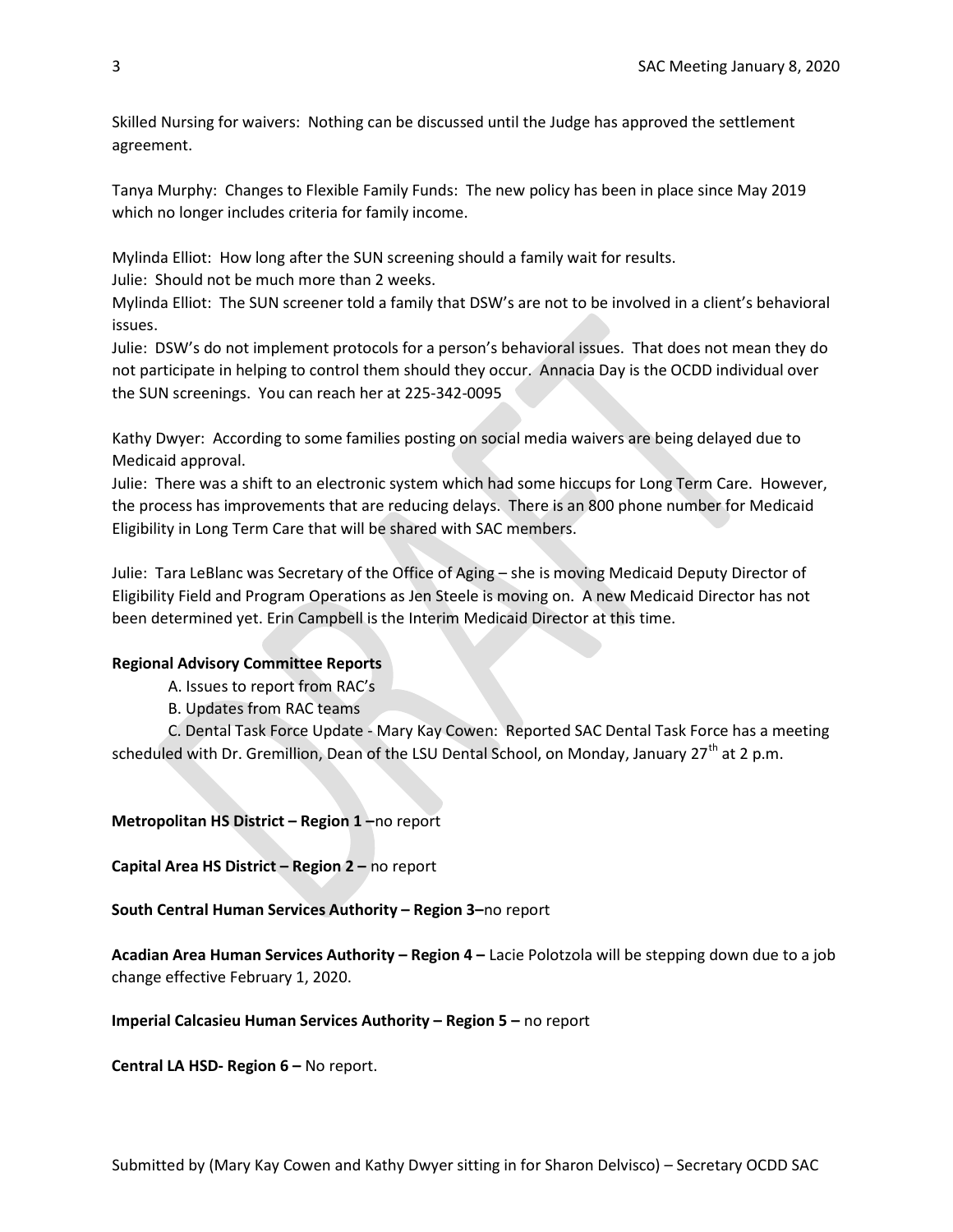Skilled Nursing for waivers: Nothing can be discussed until the Judge has approved the settlement agreement.

Tanya Murphy: Changes to Flexible Family Funds: The new policy has been in place since May 2019 which no longer includes criteria for family income.

Mylinda Elliot: How long after the SUN screening should a family wait for results.
Julie: Should not be much more than 2 weeks.
Mylinda Elliot: The SUN screener told a family that DSW's are not to be involved in a client's behavioral issues.
Julie: DSW's do not implement protocols for a person's behavioral issues. That does not mean they do not participate in helping to control them should they occur. Annacia Day is the OCDD individual over the SUN screenings. You can reach her at 225-342-0095

Kathy Dwyer: According to some families posting on social media waivers are being delayed due to Medicaid approval.
Julie: There was a shift to an electronic system which had some hiccups for Long Term Care. However, the process has improvements that are reducing delays. There is an 800 phone number for Medicaid Eligibility in Long Term Care that will be shared with SAC members.

Julie: Tara LeBlanc was Secretary of the Office of Aging – she is moving Medicaid Deputy Director of Eligibility Field and Program Operations as Jen Steele is moving on. A new Medicaid Director has not been determined yet. Erin Campbell is the Interim Medicaid Director at this time.

**Regional Advisory Committee Reports**

A. Issues to report from RAC's

B. Updates from RAC teams

C. Dental Task Force Update - Mary Kay Cowen: Reported SAC Dental Task Force has a meeting scheduled with Dr. Gremillion, Dean of the LSU Dental School, on Monday, January 27th at 2 p.m.

**Metropolitan HS District – Region 1 –** no report

**Capital Area HS District – Region 2 –** no report

**South Central Human Services Authority – Region 3–** no report

**Acadian Area Human Services Authority – Region 4 –** Lacie Polotzola will be stepping down due to a job change effective February 1, 2020.

**Imperial Calcasieu Human Services Authority – Region 5 –** no report

**Central LA HSD- Region 6 –** No report.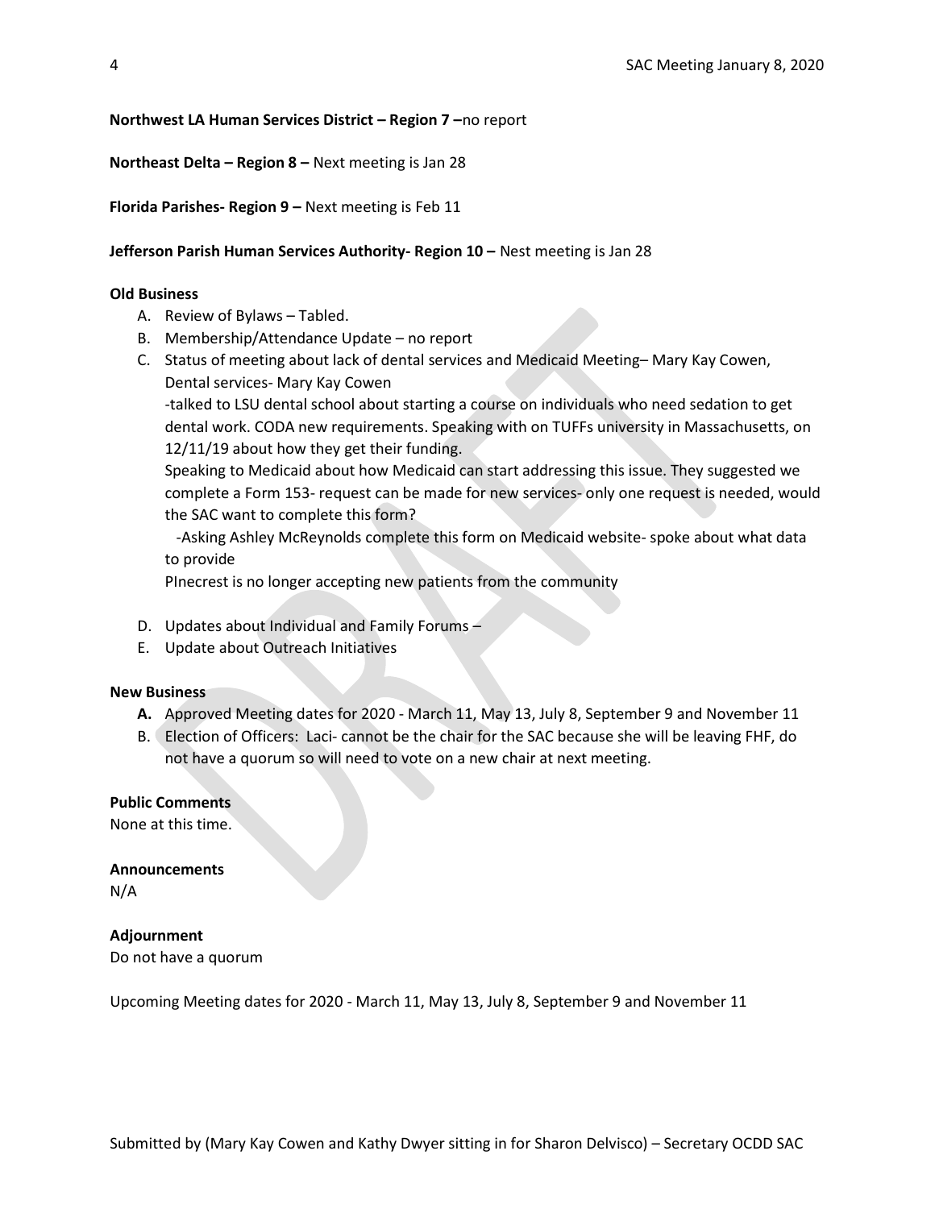**Northwest LA Human Services District – Region 7 –**no report

**Northeast Delta – Region 8 –** Next meeting is Jan 28

**Florida Parishes- Region 9 –** Next meeting is Feb 11

**Jefferson Parish Human Services Authority- Region 10 –** Nest meeting is Jan 28

**Old Business**

A. Review of Bylaws – Tabled.
B. Membership/Attendance Update – no report
C. Status of meeting about lack of dental services and Medicaid Meeting– Mary Kay Cowen, Dental services- Mary Kay Cowen

   -talked to LSU dental school about starting a course on individuals who need sedation to get dental work. CODA new requirements. Speaking with on TUFFs university in Massachusetts, on 12/11/19 about how they get their funding.

   Speaking to Medicaid about how Medicaid can start addressing this issue. They suggested we complete a Form 153- request can be made for new services- only one request is needed, would the SAC want to complete this form?

   -Asking Ashley McReynolds complete this form on Medicaid website- spoke about what data to provide

   PInecrest is no longer accepting new patients from the community

D. Updates about Individual and Family Forums –
E. Update about Outreach Initiatives

**New Business**

**A.** Approved Meeting dates for 2020 - March 11, May 13, July 8, September 9 and November 11
B. Election of Officers: Laci- cannot be the chair for the SAC because she will be leaving FHF, do not have a quorum so will need to vote on a new chair at next meeting.

**Public Comments**

None at this time.

**Announcements**

N/A

**Adjournment**

Do not have a quorum

Upcoming Meeting dates for 2020 - March 11, May 13, July 8, September 9 and November 11

Submitted by (Mary Kay Cowen and Kathy Dwyer sitting in for Sharon Delvisco) – Secretary OCDD SAC